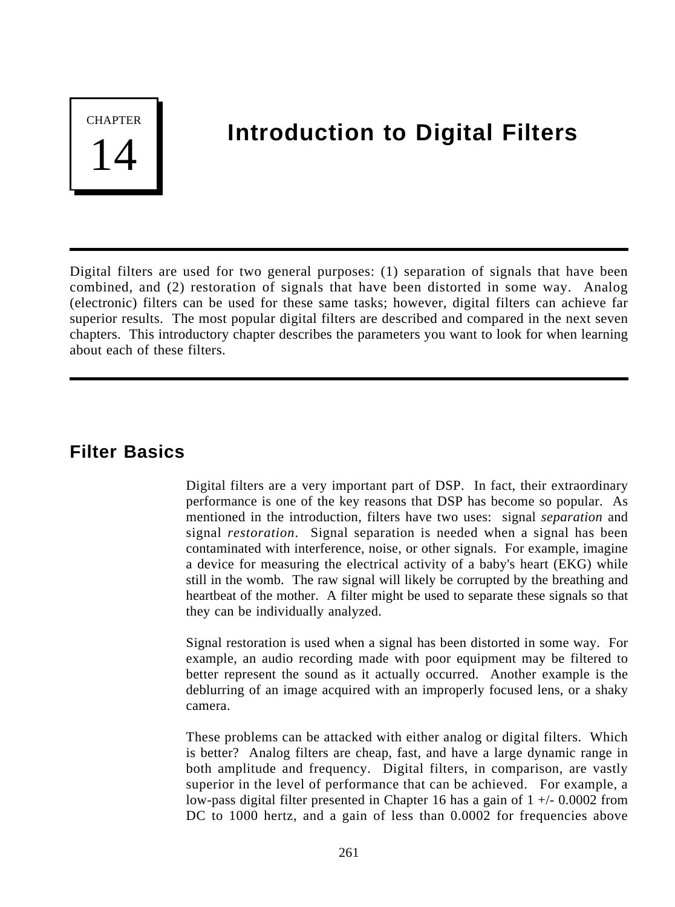# Chapter 14: Introduction to Digital Filters

Digital filters are used for two general purposes: (1) separation of signals that have been combined, and (2) restoration of signals that have been distorted in some way. Analog (electronic) filters can be used for these same tasks; however, digital filters can achieve far superior results. The most popular digital filters are described and compared in the next seven chapters. This introductory chapter describes the parameters you want to look for when learning about each of these filters.

## Filter Basics

Digital filters are a very important part of DSP. In fact, their extraordinary performance is one of the key reasons that DSP has become so popular. As mentioned in the introduction, filters have two uses: signal *separation* and signal *restoration*. Signal separation is needed when a signal has been contaminated with interference, noise, or other signals. For example, imagine a device for measuring the electrical activity of a baby's heart (EKG) while still in the womb. The raw signal will likely be corrupted by the breathing and heartbeat of the mother. A filter might be used to separate these signals so that they can be individually analyzed.

Signal restoration is used when a signal has been distorted in some way. For example, an audio recording made with poor equipment may be filtered to better represent the sound as it actually occurred. Another example is the deblurring of an image acquired with an improperly focused lens, or a shaky camera.

These problems can be attacked with either analog or digital filters. Which is better? Analog filters are cheap, fast, and have a large dynamic range in both amplitude and frequency. Digital filters, in comparison, are vastly superior in the level of performance that can be achieved. For example, a low-pass digital filter presented in Chapter 16 has a gain of 1 +/- 0.0002 from DC to 1000 hertz, and a gain of less than 0.0002 for frequencies above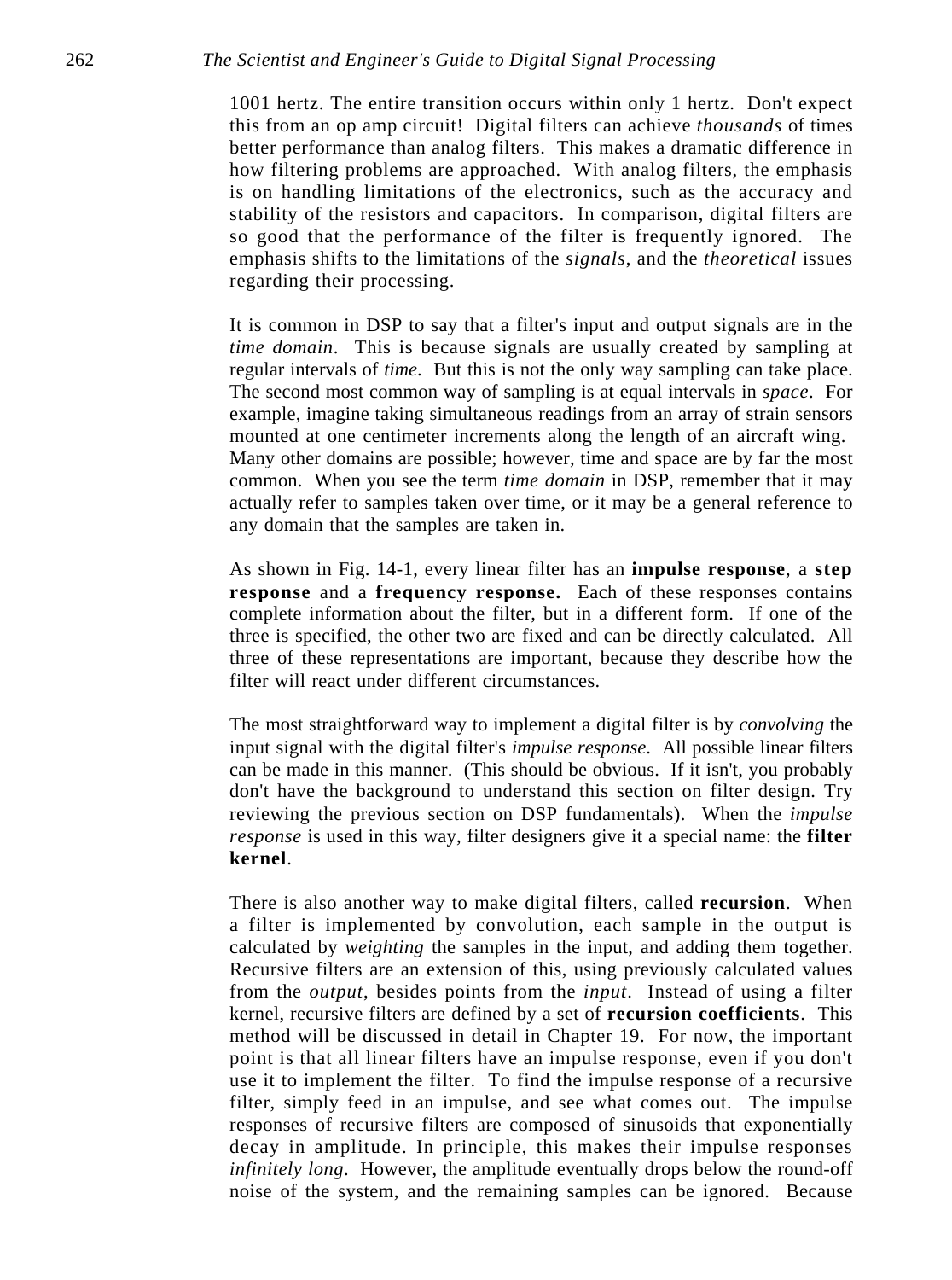1001 hertz. The entire transition occurs within only 1 hertz. Don't expect this from an op amp circuit! Digital filters can achieve *thousands* of times better performance than analog filters. This makes a dramatic difference in how filtering problems are approached. With analog filters, the emphasis is on handling limitations of the electronics, such as the accuracy and stability of the resistors and capacitors. In comparison, digital filters are so good that the performance of the filter is frequently ignored. The emphasis shifts to the limitations of the *signals*, and the *theoretical* issues regarding their processing.

It is common in DSP to say that a filter's input and output signals are in the *time domain*. This is because signals are usually created by sampling at regular intervals of *time*. But this is not the only way sampling can take place. The second most common way of sampling is at equal intervals in *space*. For example, imagine taking simultaneous readings from an array of strain sensors mounted at one centimeter increments along the length of an aircraft wing. Many other domains are possible; however, time and space are by far the most common. When you see the term *time domain* in DSP, remember that it may actually refer to samples taken over time, or it may be a general reference to any domain that the samples are taken in.

As shown in Fig. 14-1, every linear filter has an **impulse response**, a **step response** and a **frequency response.** Each of these responses contains complete information about the filter, but in a different form. If one of the three is specified, the other two are fixed and can be directly calculated. All three of these representations are important, because they describe how the filter will react under different circumstances.

The most straightforward way to implement a digital filter is by *convolving* the input signal with the digital filter's *impulse response*. All possible linear filters can be made in this manner. (This should be obvious. If it isn't, you probably don't have the background to understand this section on filter design. Try reviewing the previous section on DSP fundamentals). When the *impulse response* is used in this way, filter designers give it a special name: the **filter kernel**.

There is also another way to make digital filters, called **recursion**. When a filter is implemented by convolution, each sample in the output is calculated by *weighting* the samples in the input, and adding them together. Recursive filters are an extension of this, using previously calculated values from the *output*, besides points from the *input*. Instead of using a filter kernel, recursive filters are defined by a set of **recursion coefficients**. This method will be discussed in detail in Chapter 19. For now, the important point is that all linear filters have an impulse response, even if you don't use it to implement the filter. To find the impulse response of a recursive filter, simply feed in an impulse, and see what comes out. The impulse responses of recursive filters are composed of sinusoids that exponentially decay in amplitude. In principle, this makes their impulse responses *infinitely long*. However, the amplitude eventually drops below the round-off noise of the system, and the remaining samples can be ignored. Because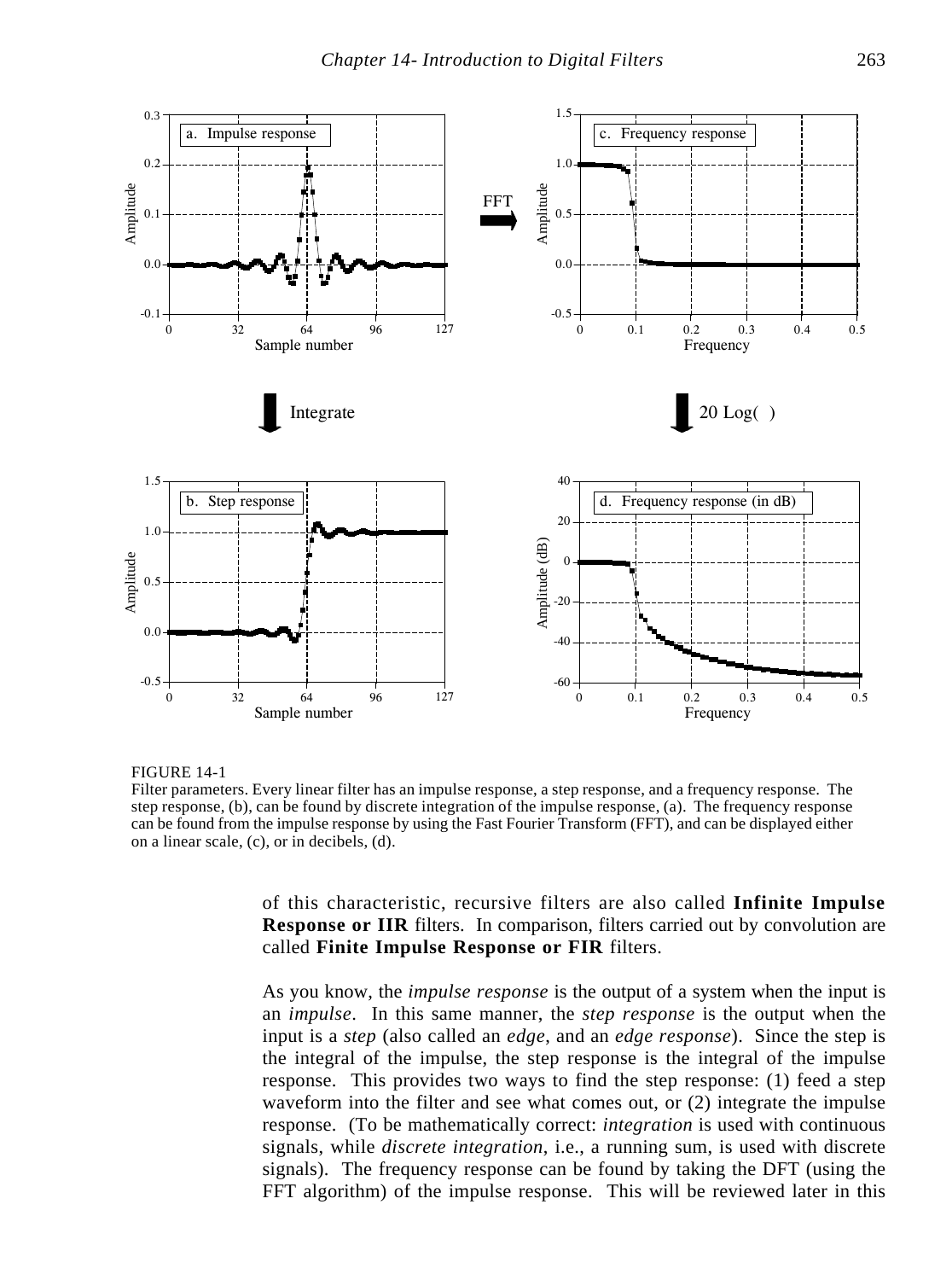FIGURE 14-1
Filter parameters. Every linear filter has an impulse response, a step response, and a frequency response. The step response, (b), can be found by discrete integration of the impulse response, (a). The frequency response can be found from the impulse response by using the Fast Fourier Transform (FFT), and can be displayed either on a linear scale, (c), or in decibels, (d).

of this characteristic, recursive filters are also called **Infinite Impulse Response or IIR** filters. In comparison, filters carried out by convolution are called **Finite Impulse Response or FIR** filters.

As you know, the *impulse response* is the output of a system when the input is an *impulse*. In this same manner, the *step response* is the output when the input is a *step* (also called an *edge*, and an *edge response*). Since the step is the integral of the impulse, the step response is the integral of the impulse response. This provides two ways to find the step response: (1) feed a step waveform into the filter and see what comes out, or (2) integrate the impulse response. (To be mathematically correct: *integration* is used with continuous signals, while *discrete integration*, i.e., a running sum, is used with discrete signals). The frequency response can be found by taking the DFT (using the FFT algorithm) of the impulse response. This will be reviewed later in this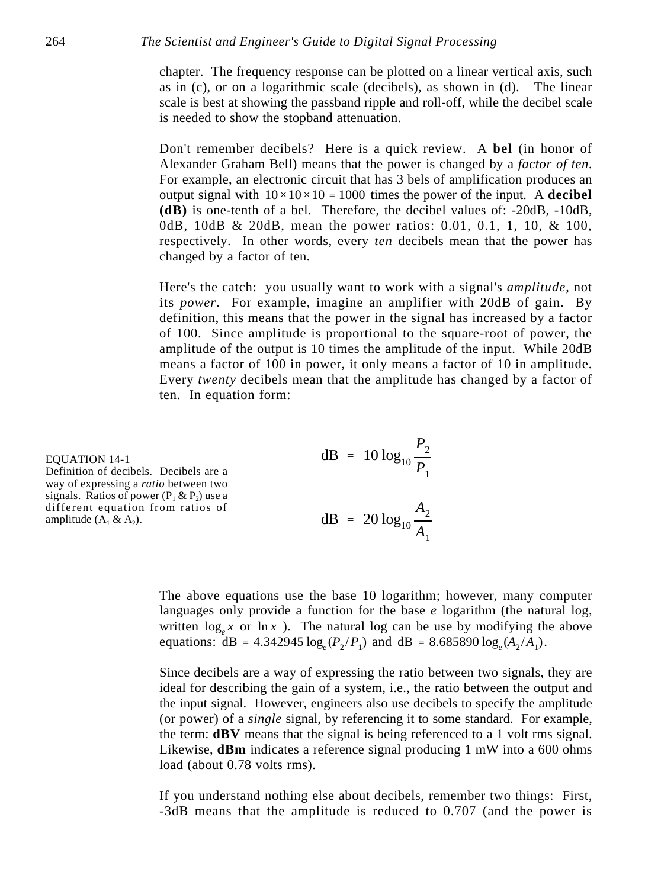chapter. The frequency response can be plotted on a linear vertical axis, such as in (c), or on a logarithmic scale (decibels), as shown in (d). The linear scale is best at showing the passband ripple and roll-off, while the decibel scale is needed to show the stopband attenuation.

Don't remember decibels? Here is a quick review. A **bel** (in honor of Alexander Graham Bell) means that the power is changed by a *factor of ten*. For example, an electronic circuit that has 3 bels of amplification produces an output signal with $10 \times 10 \times 10 = 1000$ times the power of the input. A **decibel (dB)** is one-tenth of a bel. Therefore, the decibel values of: -20dB, -10dB, 0dB, 10dB & 20dB, mean the power ratios: 0.01, 0.1, 1, 10, & 100, respectively. In other words, every *ten* decibels mean that the power has changed by a factor of ten.

Here's the catch: you usually want to work with a signal's *amplitude*, not its *power*. For example, imagine an amplifier with 20dB of gain. By definition, this means that the power in the signal has increased by a factor of 100. Since amplitude is proportional to the square-root of power, the amplitude of the output is 10 times the amplitude of the input. While 20dB means a factor of 100 in power, it only means a factor of 10 in amplitude. Every *twenty* decibels mean that the amplitude has changed by a factor of ten. In equation form:

$$\text{dB} = 10 \log_{10} \frac{P_2}{P_1}$$

$$\text{dB} = 20 \log_{10} \frac{A_2}{A_1}$$

EQUATION 14-1
Definition of decibels. Decibels are a way of expressing a *ratio* between two signals. Ratios of power ($P_1$ & $P_2$) use a different equation from ratios of amplitude ($A_1$ & $A_2$).

The above equations use the base 10 logarithm; however, many computer languages only provide a function for the base *e* logarithm (the natural log, written $\log_e x$ or $\ln x$ ). The natural log can be use by modifying the above equations: $\text{dB} = 4.342945 \log_e(P_2/P_1)$ and $\text{dB} = 8.685890 \log_e(A_2/A_1)$.

Since decibels are a way of expressing the ratio between two signals, they are ideal for describing the gain of a system, i.e., the ratio between the output and the input signal. However, engineers also use decibels to specify the amplitude (or power) of a *single* signal, by referencing it to some standard. For example, the term: **dBV** means that the signal is being referenced to a 1 volt rms signal. Likewise, **dBm** indicates a reference signal producing 1 mW into a 600 ohms load (about 0.78 volts rms).

If you understand nothing else about decibels, remember two things: First, -3dB means that the amplitude is reduced to 0.707 (and the power is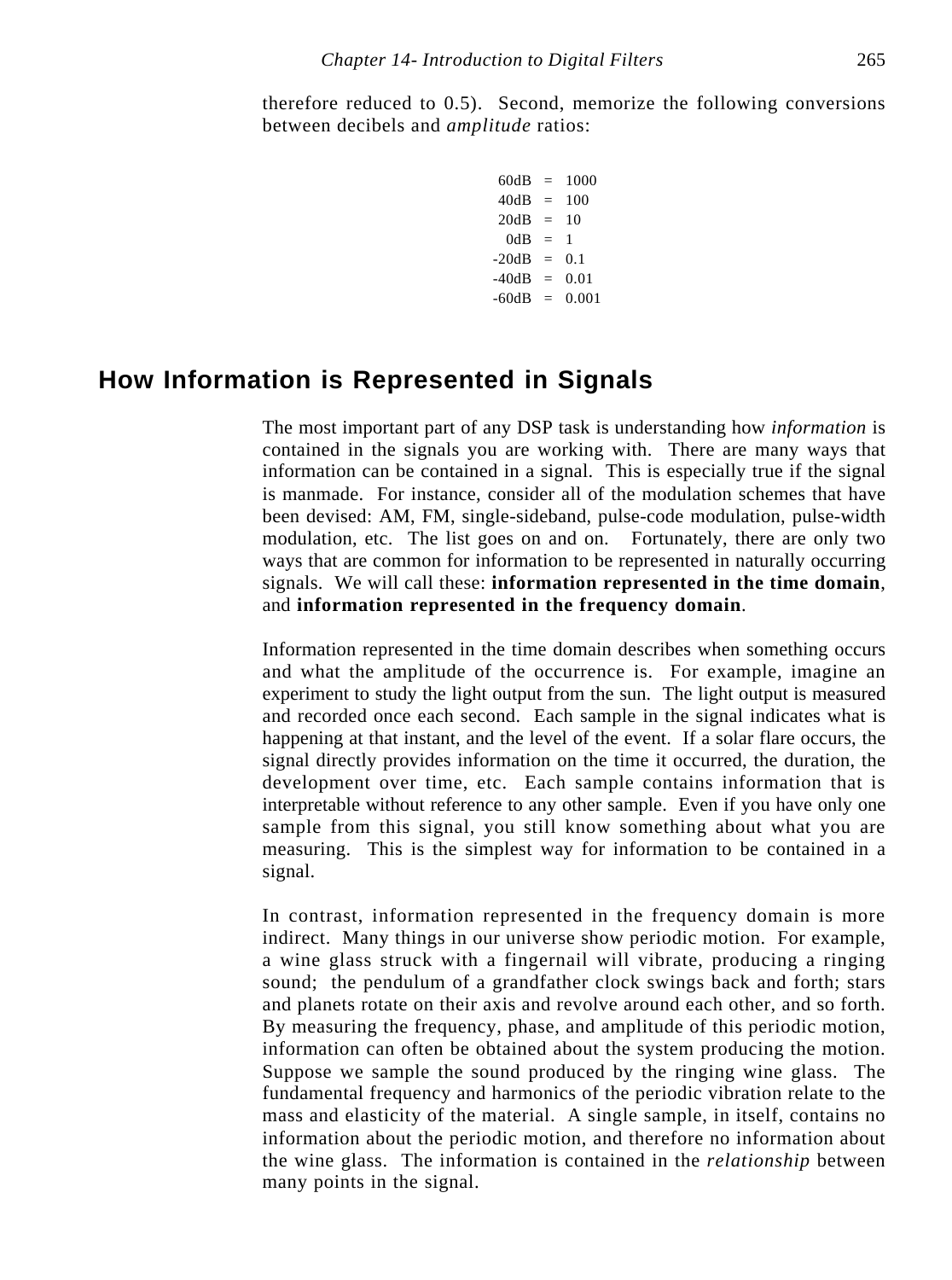therefore reduced to 0.5). Second, memorize the following conversions between decibels and *amplitude* ratios:

```
 60dB  =  1000
 40dB  =  100
 20dB  =  10
  0dB  =  1
-20dB  =  0.1
-40dB  =  0.01
-60dB  =  0.001
```

## How Information is Represented in Signals

The most important part of any DSP task is understanding how *information* is contained in the signals you are working with. There are many ways that information can be contained in a signal. This is especially true if the signal is manmade. For instance, consider all of the modulation schemes that have been devised: AM, FM, single-sideband, pulse-code modulation, pulse-width modulation, etc. The list goes on and on. Fortunately, there are only two ways that are common for information to be represented in naturally occurring signals. We will call these: **information represented in the time domain**, and **information represented in the frequency domain**.

Information represented in the time domain describes when something occurs and what the amplitude of the occurrence is. For example, imagine an experiment to study the light output from the sun. The light output is measured and recorded once each second. Each sample in the signal indicates what is happening at that instant, and the level of the event. If a solar flare occurs, the signal directly provides information on the time it occurred, the duration, the development over time, etc. Each sample contains information that is interpretable without reference to any other sample. Even if you have only one sample from this signal, you still know something about what you are measuring. This is the simplest way for information to be contained in a signal.

In contrast, information represented in the frequency domain is more indirect. Many things in our universe show periodic motion. For example, a wine glass struck with a fingernail will vibrate, producing a ringing sound; the pendulum of a grandfather clock swings back and forth; stars and planets rotate on their axis and revolve around each other, and so forth. By measuring the frequency, phase, and amplitude of this periodic motion, information can often be obtained about the system producing the motion. Suppose we sample the sound produced by the ringing wine glass. The fundamental frequency and harmonics of the periodic vibration relate to the mass and elasticity of the material. A single sample, in itself, contains no information about the periodic motion, and therefore no information about the wine glass. The information is contained in the *relationship* between many points in the signal.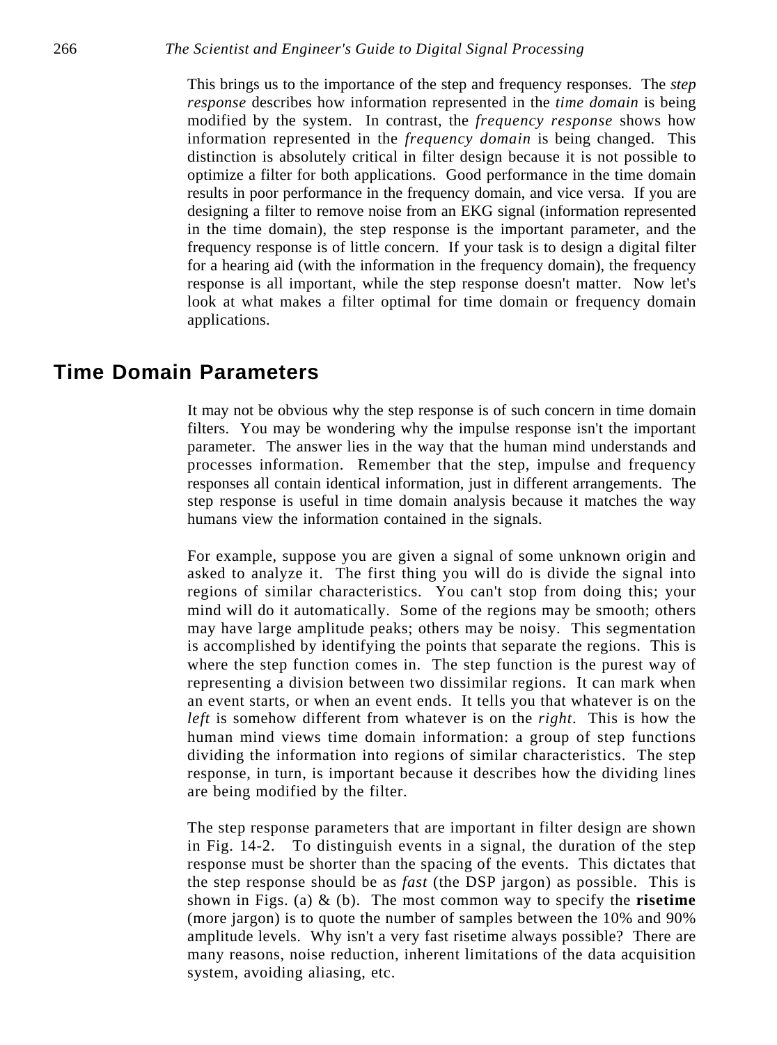This brings us to the importance of the step and frequency responses. The *step response* describes how information represented in the *time domain* is being modified by the system. In contrast, the *frequency response* shows how information represented in the *frequency domain* is being changed. This distinction is absolutely critical in filter design because it is not possible to optimize a filter for both applications. Good performance in the time domain results in poor performance in the frequency domain, and vice versa. If you are designing a filter to remove noise from an EKG signal (information represented in the time domain), the step response is the important parameter, and the frequency response is of little concern. If your task is to design a digital filter for a hearing aid (with the information in the frequency domain), the frequency response is all important, while the step response doesn't matter. Now let's look at what makes a filter optimal for time domain or frequency domain applications.

## Time Domain Parameters

It may not be obvious why the step response is of such concern in time domain filters. You may be wondering why the impulse response isn't the important parameter. The answer lies in the way that the human mind understands and processes information. Remember that the step, impulse and frequency responses all contain identical information, just in different arrangements. The step response is useful in time domain analysis because it matches the way humans view the information contained in the signals.

For example, suppose you are given a signal of some unknown origin and asked to analyze it. The first thing you will do is divide the signal into regions of similar characteristics. You can't stop from doing this; your mind will do it automatically. Some of the regions may be smooth; others may have large amplitude peaks; others may be noisy. This segmentation is accomplished by identifying the points that separate the regions. This is where the step function comes in. The step function is the purest way of representing a division between two dissimilar regions. It can mark when an event starts, or when an event ends. It tells you that whatever is on the *left* is somehow different from whatever is on the *right*. This is how the human mind views time domain information: a group of step functions dividing the information into regions of similar characteristics. The step response, in turn, is important because it describes how the dividing lines are being modified by the filter.

The step response parameters that are important in filter design are shown in Fig. 14-2. To distinguish events in a signal, the duration of the step response must be shorter than the spacing of the events. This dictates that the step response should be as *fast* (the DSP jargon) as possible. This is shown in Figs. (a) & (b). The most common way to specify the **risetime** (more jargon) is to quote the number of samples between the 10% and 90% amplitude levels. Why isn't a very fast risetime always possible? There are many reasons, noise reduction, inherent limitations of the data acquisition system, avoiding aliasing, etc.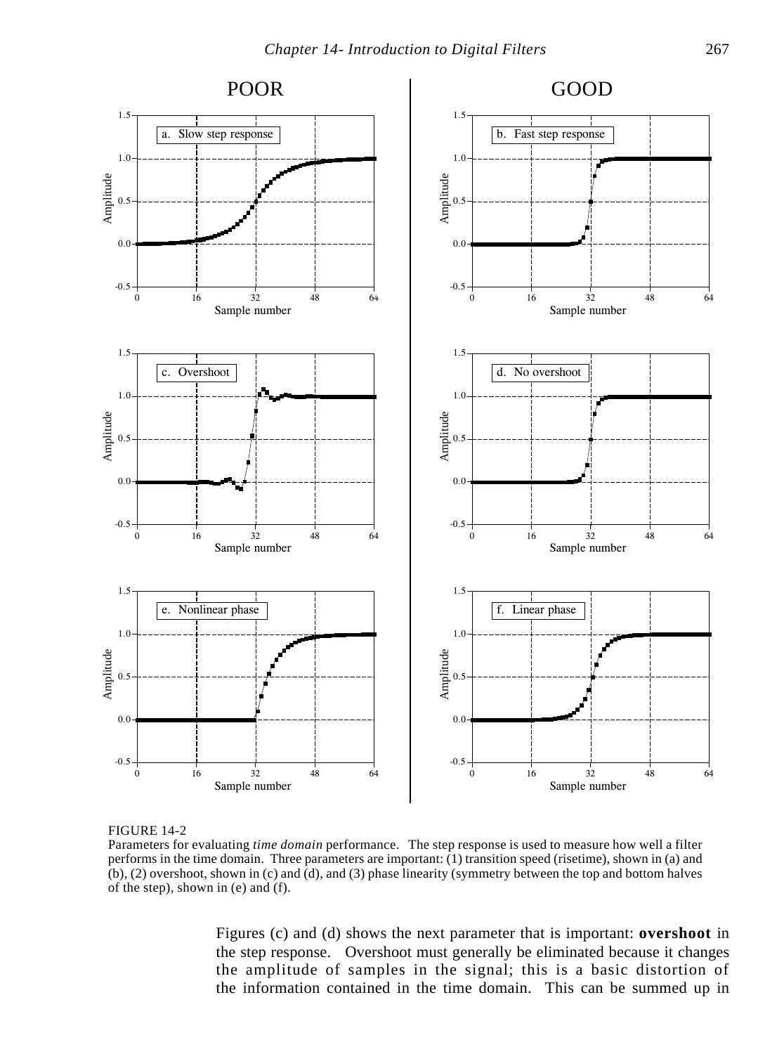FIGURE 14-2
Parameters for evaluating *time domain* performance. The step response is used to measure how well a filter performs in the time domain. Three parameters are important: (1) transition speed (risetime), shown in (a) and (b), (2) overshoot, shown in (c) and (d), and (3) phase linearity (symmetry between the top and bottom halves of the step), shown in (e) and (f).

Figures (c) and (d) shows the next parameter that is important: **overshoot** in the step response. Overshoot must generally be eliminated because it changes the amplitude of samples in the signal; this is a basic distortion of the information contained in the time domain. This can be summed up in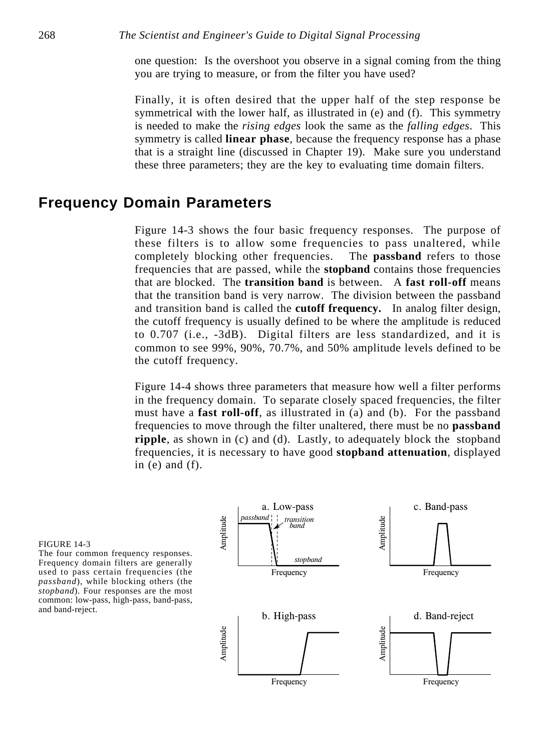one question: Is the overshoot you observe in a signal coming from the thing you are trying to measure, or from the filter you have used?

Finally, it is often desired that the upper half of the step response be symmetrical with the lower half, as illustrated in (e) and (f). This symmetry is needed to make the *rising edges* look the same as the *falling edges*. This symmetry is called **linear phase**, because the frequency response has a phase that is a straight line (discussed in Chapter 19). Make sure you understand these three parameters; they are the key to evaluating time domain filters.

## Frequency Domain Parameters

Figure 14-3 shows the four basic frequency responses. The purpose of these filters is to allow some frequencies to pass unaltered, while completely blocking other frequencies. The **passband** refers to those frequencies that are passed, while the **stopband** contains those frequencies that are blocked. The **transition band** is between. A **fast roll-off** means that the transition band is very narrow. The division between the passband and transition band is called the **cutoff frequency.** In analog filter design, the cutoff frequency is usually defined to be where the amplitude is reduced to 0.707 (i.e., -3dB). Digital filters are less standardized, and it is common to see 99%, 90%, 70.7%, and 50% amplitude levels defined to be the cutoff frequency.

Figure 14-4 shows three parameters that measure how well a filter performs in the frequency domain. To separate closely spaced frequencies, the filter must have a **fast roll-off**, as illustrated in (a) and (b). For the passband frequencies to move through the filter unaltered, there must be no **passband ripple**, as shown in (c) and (d). Lastly, to adequately block the stopband frequencies, it is necessary to have good **stopband attenuation**, displayed in (e) and (f).

FIGURE 14-3
The four common frequency responses. Frequency domain filters are generally used to pass certain frequencies (the *passband*), while blocking others (the *stopband*). Four responses are the most common: low-pass, high-pass, band-pass, and band-reject.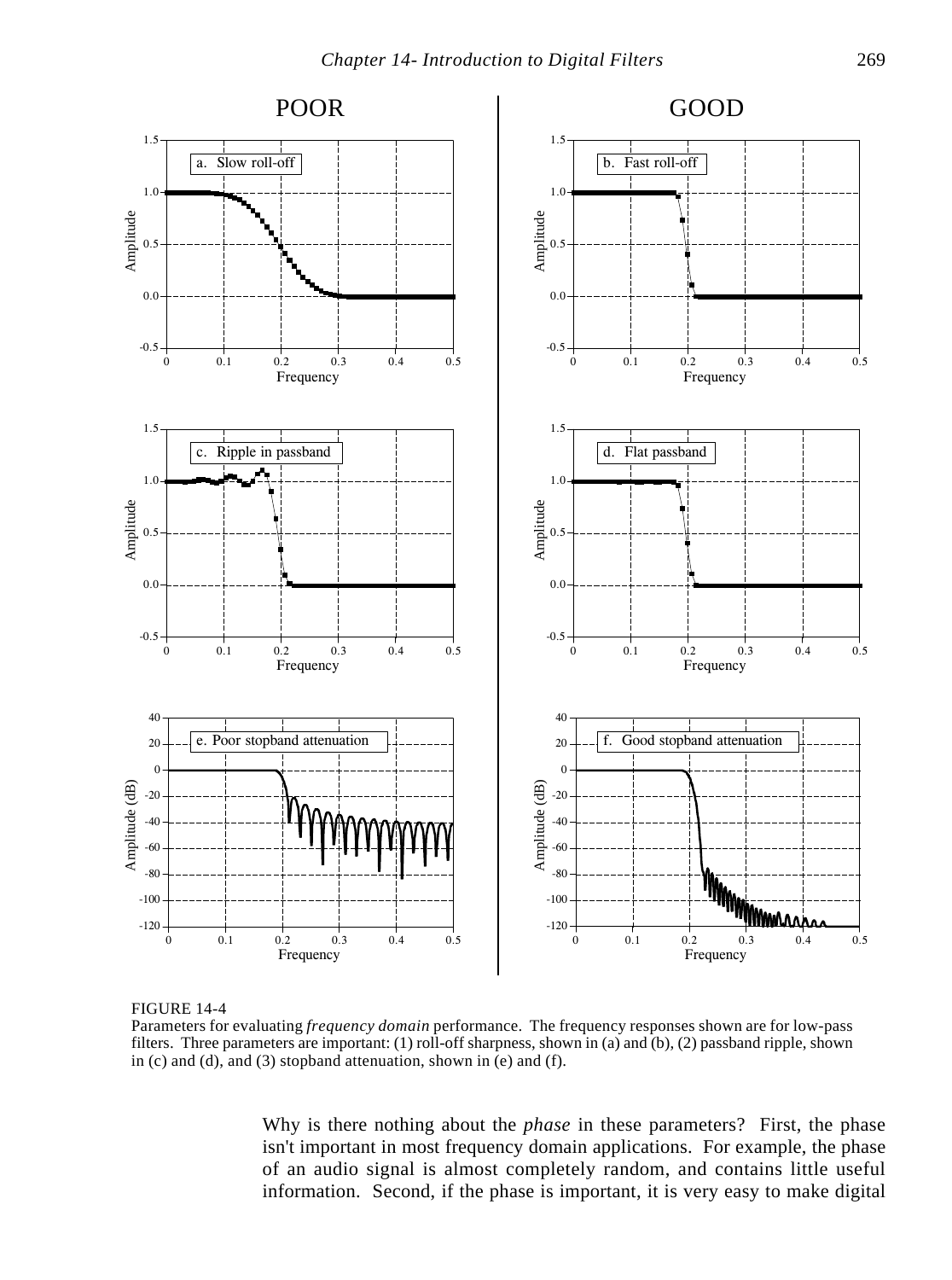FIGURE 14-4
Parameters for evaluating *frequency domain* performance. The frequency responses shown are for low-pass filters. Three parameters are important: (1) roll-off sharpness, shown in (a) and (b), (2) passband ripple, shown in (c) and (d), and (3) stopband attenuation, shown in (e) and (f).

Why is there nothing about the *phase* in these parameters? First, the phase isn't important in most frequency domain applications. For example, the phase of an audio signal is almost completely random, and contains little useful information. Second, if the phase is important, it is very easy to make digital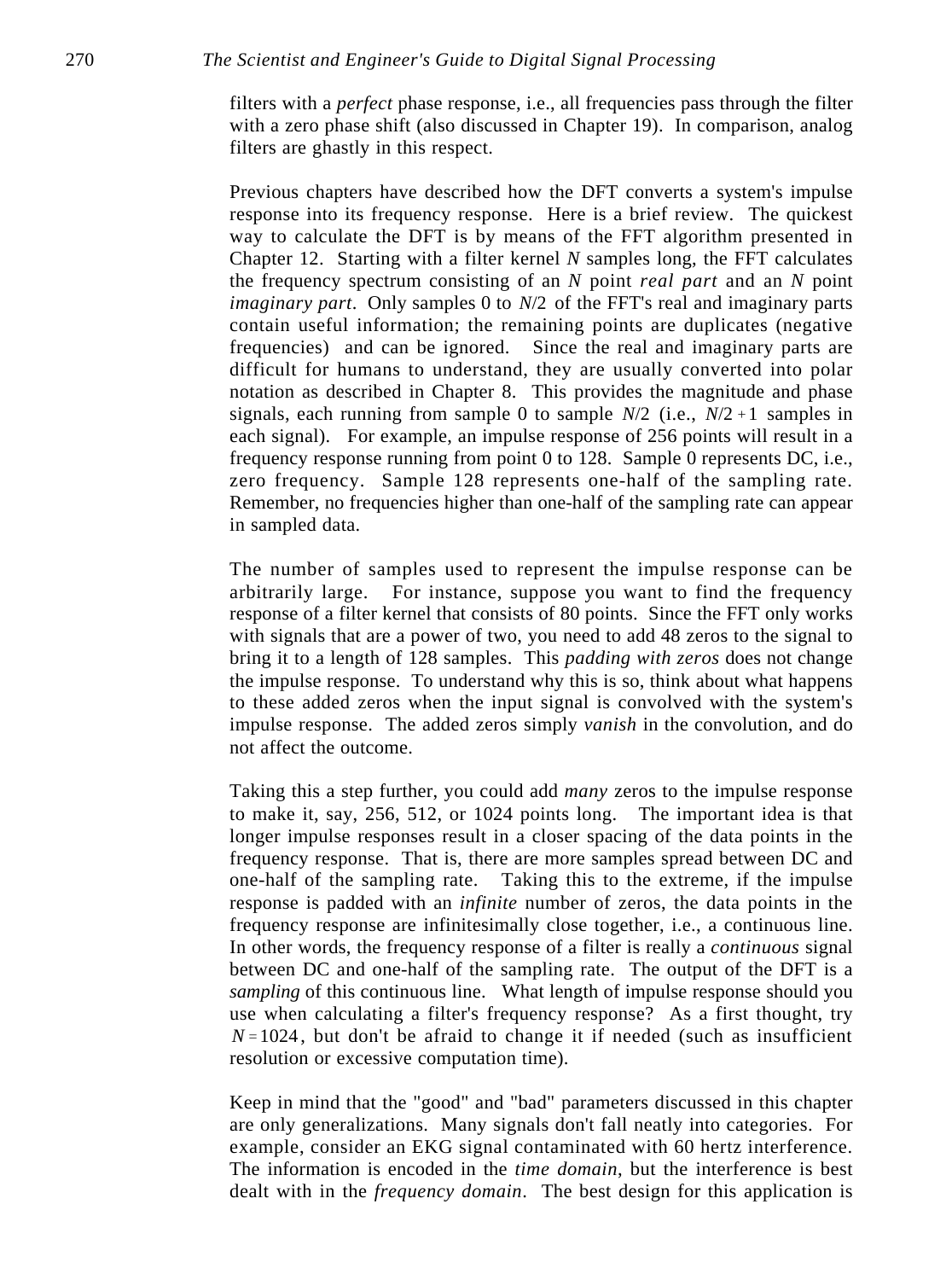filters with a *perfect* phase response, i.e., all frequencies pass through the filter with a zero phase shift (also discussed in Chapter 19). In comparison, analog filters are ghastly in this respect.

Previous chapters have described how the DFT converts a system's impulse response into its frequency response. Here is a brief review. The quickest way to calculate the DFT is by means of the FFT algorithm presented in Chapter 12. Starting with a filter kernel $N$ samples long, the FFT calculates the frequency spectrum consisting of an $N$ point *real part* and an $N$ point *imaginary part*. Only samples 0 to $N/2$ of the FFT's real and imaginary parts contain useful information; the remaining points are duplicates (negative frequencies) and can be ignored. Since the real and imaginary parts are difficult for humans to understand, they are usually converted into polar notation as described in Chapter 8. This provides the magnitude and phase signals, each running from sample 0 to sample $N/2$ (i.e., $N/2+1$ samples in each signal). For example, an impulse response of 256 points will result in a frequency response running from point 0 to 128. Sample 0 represents DC, i.e., zero frequency. Sample 128 represents one-half of the sampling rate. Remember, no frequencies higher than one-half of the sampling rate can appear in sampled data.

The number of samples used to represent the impulse response can be arbitrarily large. For instance, suppose you want to find the frequency response of a filter kernel that consists of 80 points. Since the FFT only works with signals that are a power of two, you need to add 48 zeros to the signal to bring it to a length of 128 samples. This *padding with zeros* does not change the impulse response. To understand why this is so, think about what happens to these added zeros when the input signal is convolved with the system's impulse response. The added zeros simply *vanish* in the convolution, and do not affect the outcome.

Taking this a step further, you could add *many* zeros to the impulse response to make it, say, 256, 512, or 1024 points long. The important idea is that longer impulse responses result in a closer spacing of the data points in the frequency response. That is, there are more samples spread between DC and one-half of the sampling rate. Taking this to the extreme, if the impulse response is padded with an *infinite* number of zeros, the data points in the frequency response are infinitesimally close together, i.e., a continuous line. In other words, the frequency response of a filter is really a *continuous* signal between DC and one-half of the sampling rate. The output of the DFT is a *sampling* of this continuous line. What length of impulse response should you use when calculating a filter's frequency response? As a first thought, try $N = 1024$, but don't be afraid to change it if needed (such as insufficient resolution or excessive computation time).

Keep in mind that the "good" and "bad" parameters discussed in this chapter are only generalizations. Many signals don't fall neatly into categories. For example, consider an EKG signal contaminated with 60 hertz interference. The information is encoded in the *time domain*, but the interference is best dealt with in the *frequency domain*. The best design for this application is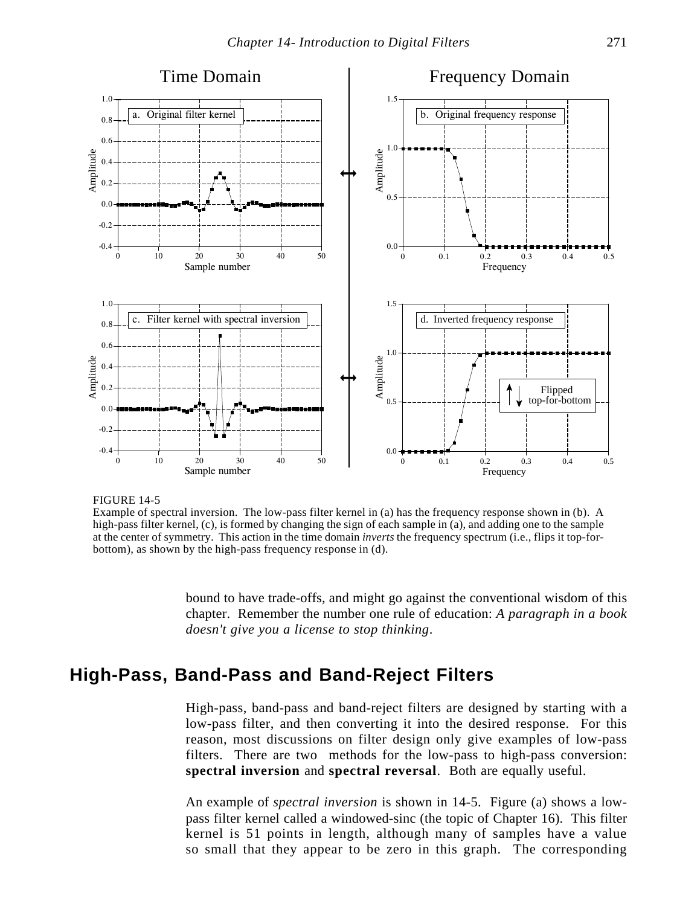FIGURE 14-5
Example of spectral inversion. The low-pass filter kernel in (a) has the frequency response shown in (b). A high-pass filter kernel, (c), is formed by changing the sign of each sample in (a), and adding one to the sample at the center of symmetry. This action in the time domain *inverts* the frequency spectrum (i.e., flips it top-for-bottom), as shown by the high-pass frequency response in (d).

bound to have trade-offs, and might go against the conventional wisdom of this chapter. Remember the number one rule of education: *A paragraph in a book doesn't give you a license to stop thinking*.

## High-Pass, Band-Pass and Band-Reject Filters

High-pass, band-pass and band-reject filters are designed by starting with a low-pass filter, and then converting it into the desired response. For this reason, most discussions on filter design only give examples of low-pass filters. There are two methods for the low-pass to high-pass conversion: **spectral inversion** and **spectral reversal**. Both are equally useful.

An example of *spectral inversion* is shown in 14-5. Figure (a) shows a low-pass filter kernel called a windowed-sinc (the topic of Chapter 16). This filter kernel is 51 points in length, although many of samples have a value so small that they appear to be zero in this graph. The corresponding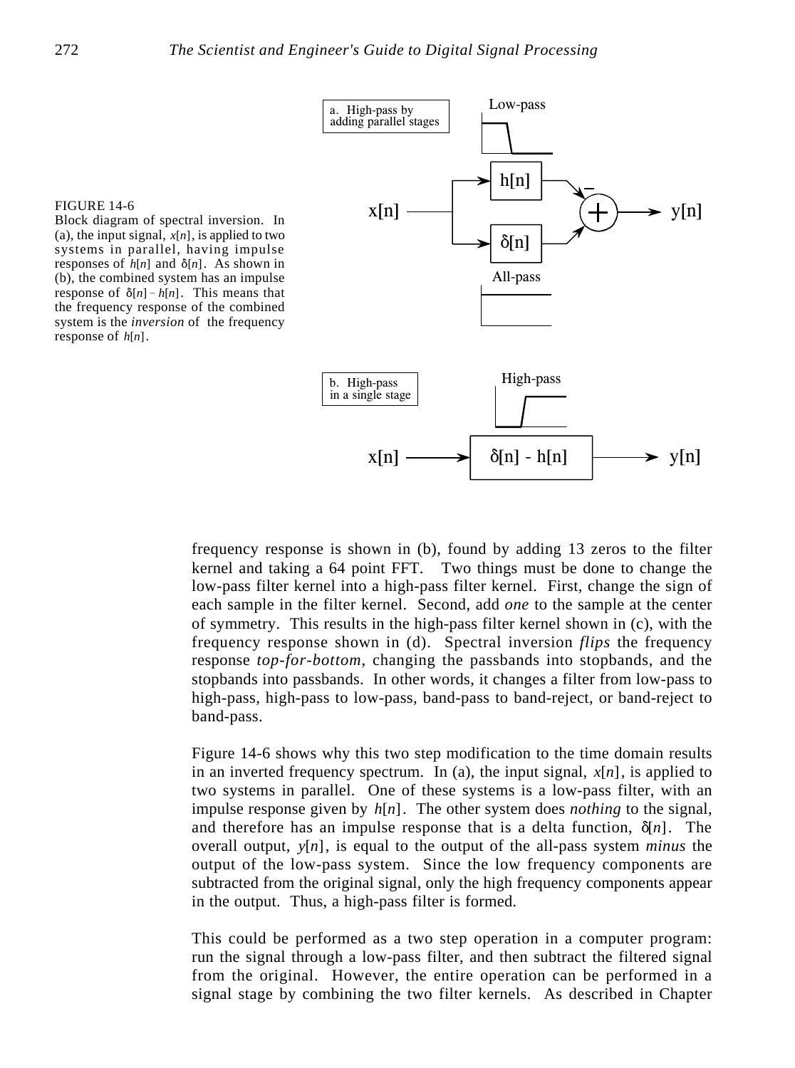a. High-pass by adding parallel stages

Low-pass

h[n]

x[n]

y[n]

δ[n]

All-pass

b. High-pass in a single stage

High-pass

x[n]

δ[n] - h[n]

y[n]

FIGURE 14-6
Block diagram of spectral inversion. In (a), the input signal, $x[n]$, is applied to two systems in parallel, having impulse responses of $h[n]$ and $\delta[n]$. As shown in (b), the combined system has an impulse response of $\delta[n] - h[n]$. This means that the frequency response of the combined system is the *inversion* of the frequency response of $h[n]$.

frequency response is shown in (b), found by adding 13 zeros to the filter kernel and taking a 64 point FFT. Two things must be done to change the low-pass filter kernel into a high-pass filter kernel. First, change the sign of each sample in the filter kernel. Second, add *one* to the sample at the center of symmetry. This results in the high-pass filter kernel shown in (c), with the frequency response shown in (d). Spectral inversion *flips* the frequency response *top-for-bottom*, changing the passbands into stopbands, and the stopbands into passbands. In other words, it changes a filter from low-pass to high-pass, high-pass to low-pass, band-pass to band-reject, or band-reject to band-pass.

Figure 14-6 shows why this two step modification to the time domain results in an inverted frequency spectrum. In (a), the input signal, $x[n]$, is applied to two systems in parallel. One of these systems is a low-pass filter, with an impulse response given by $h[n]$. The other system does *nothing* to the signal, and therefore has an impulse response that is a delta function, $\delta[n]$. The overall output, $y[n]$, is equal to the output of the all-pass system *minus* the output of the low-pass system. Since the low frequency components are subtracted from the original signal, only the high frequency components appear in the output. Thus, a high-pass filter is formed.

This could be performed as a two step operation in a computer program: run the signal through a low-pass filter, and then subtract the filtered signal from the original. However, the entire operation can be performed in a signal stage by combining the two filter kernels. As described in Chapter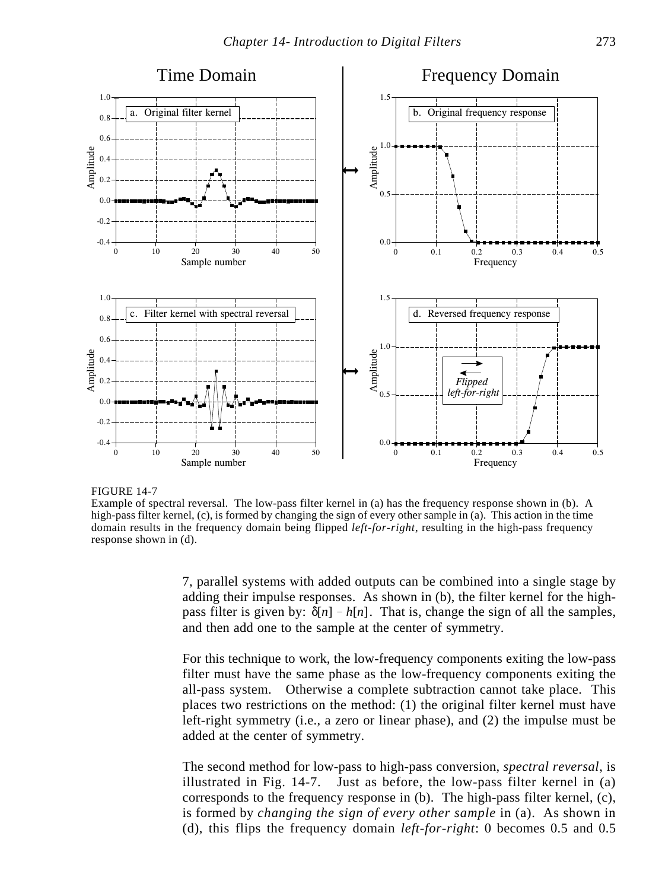FIGURE 14-7
Example of spectral reversal. The low-pass filter kernel in (a) has the frequency response shown in (b). A high-pass filter kernel, (c), is formed by changing the sign of every other sample in (a). This action in the time domain results in the frequency domain being flipped *left-for-right*, resulting in the high-pass frequency response shown in (d).

7, parallel systems with added outputs can be combined into a single stage by adding their impulse responses. As shown in (b), the filter kernel for the high-pass filter is given by: $\delta[n] - h[n]$. That is, change the sign of all the samples, and then add one to the sample at the center of symmetry.

For this technique to work, the low-frequency components exiting the low-pass filter must have the same phase as the low-frequency components exiting the all-pass system. Otherwise a complete subtraction cannot take place. This places two restrictions on the method: (1) the original filter kernel must have left-right symmetry (i.e., a zero or linear phase), and (2) the impulse must be added at the center of symmetry.

The second method for low-pass to high-pass conversion, *spectral reversal*, is illustrated in Fig. 14-7. Just as before, the low-pass filter kernel in (a) corresponds to the frequency response in (b). The high-pass filter kernel, (c), is formed by *changing the sign of every other sample* in (a). As shown in (d), this flips the frequency domain *left-for-right*: 0 becomes 0.5 and 0.5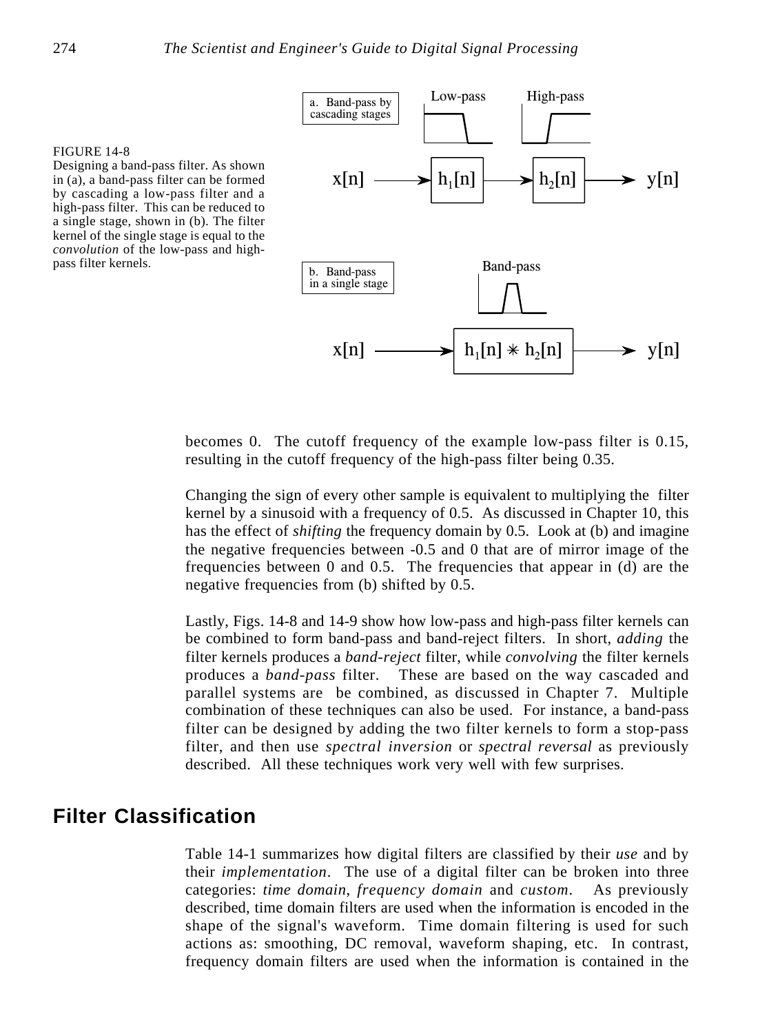FIGURE 14-8
Designing a band-pass filter. As shown in (a), a band-pass filter can be formed by cascading a low-pass filter and a high-pass filter. This can be reduced to a single stage, shown in (b). The filter kernel of the single stage is equal to the *convolution* of the low-pass and high-pass filter kernels.

becomes 0. The cutoff frequency of the example low-pass filter is 0.15, resulting in the cutoff frequency of the high-pass filter being 0.35.

Changing the sign of every other sample is equivalent to multiplying the filter kernel by a sinusoid with a frequency of 0.5. As discussed in Chapter 10, this has the effect of *shifting* the frequency domain by 0.5. Look at (b) and imagine the negative frequencies between -0.5 and 0 that are of mirror image of the frequencies between 0 and 0.5. The frequencies that appear in (d) are the negative frequencies from (b) shifted by 0.5.

Lastly, Figs. 14-8 and 14-9 show how low-pass and high-pass filter kernels can be combined to form band-pass and band-reject filters. In short, *adding* the filter kernels produces a *band-reject* filter, while *convolving* the filter kernels produces a *band-pass* filter. These are based on the way cascaded and parallel systems are be combined, as discussed in Chapter 7. Multiple combination of these techniques can also be used. For instance, a band-pass filter can be designed by adding the two filter kernels to form a stop-pass filter, and then use *spectral inversion* or *spectral reversal* as previously described. All these techniques work very well with few surprises.

## Filter Classification

Table 14-1 summarizes how digital filters are classified by their *use* and by their *implementation*. The use of a digital filter can be broken into three categories: *time domain*, *frequency domain* and *custom*. As previously described, time domain filters are used when the information is encoded in the shape of the signal's waveform. Time domain filtering is used for such actions as: smoothing, DC removal, waveform shaping, etc. In contrast, frequency domain filters are used when the information is contained in the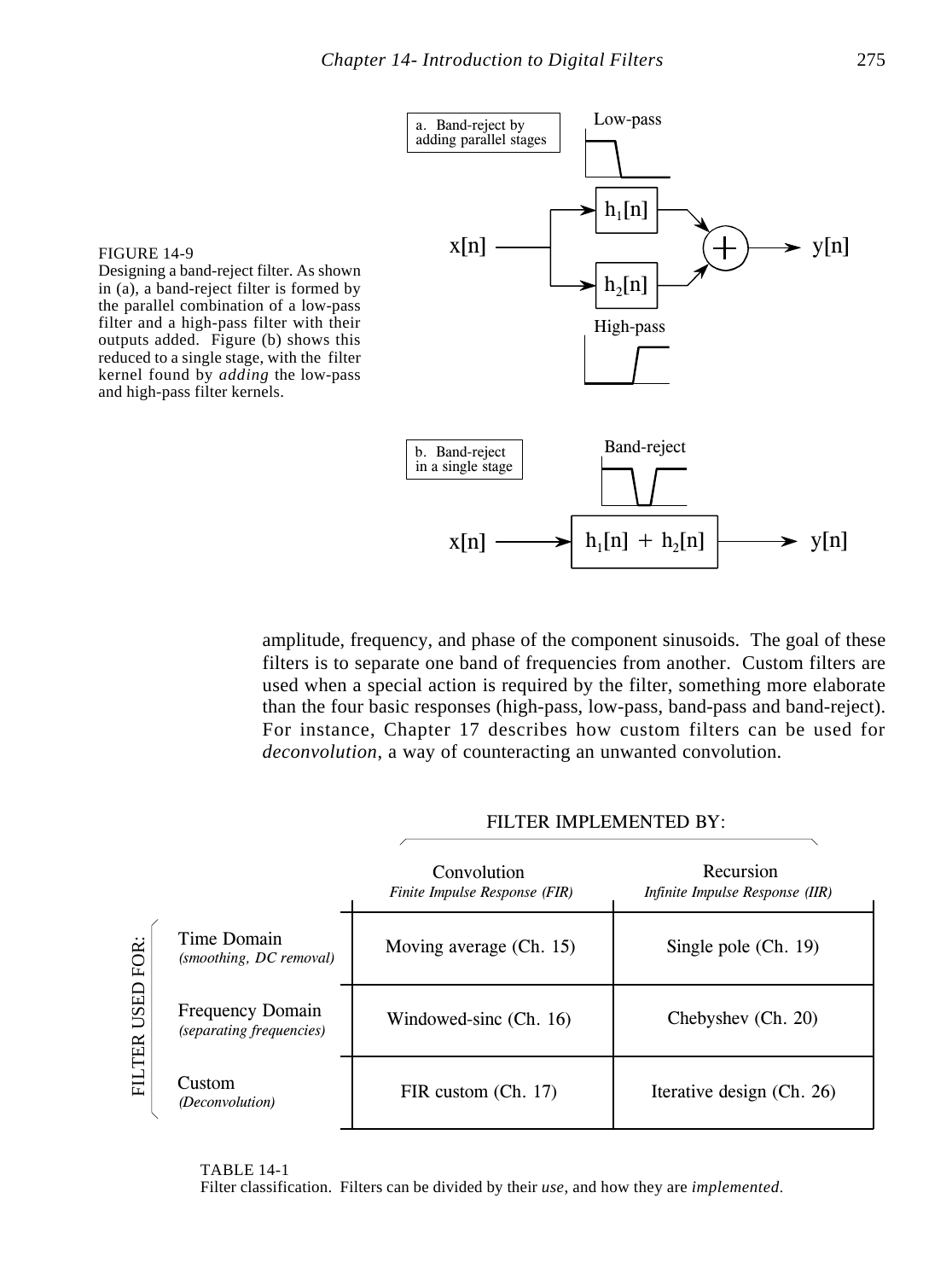FIGURE 14-9
Designing a band-reject filter. As shown in (a), a band-reject filter is formed by the parallel combination of a low-pass filter and a high-pass filter with their outputs added. Figure (b) shows this reduced to a single stage, with the filter kernel found by *adding* the low-pass and high-pass filter kernels.

amplitude, frequency, and phase of the component sinusoids. The goal of these filters is to separate one band of frequencies from another. Custom filters are used when a special action is required by the filter, something more elaborate than the four basic responses (high-pass, low-pass, band-pass and band-reject). For instance, Chapter 17 describes how custom filters can be used for *deconvolution*, a way of counteracting an unwanted convolution.

| FILTER USED FOR: | FILTER IMPLEMENTED BY: Convolution *Finite Impulse Response (FIR)* | Recursion *Infinite Impulse Response (IIR)* |
|---|---|---|
| Time Domain *(smoothing, DC removal)* | Moving average (Ch. 15) | Single pole (Ch. 19) |
| Frequency Domain *(separating frequencies)* | Windowed-sinc (Ch. 16) | Chebyshev (Ch. 20) |
| Custom *(Deconvolution)* | FIR custom (Ch. 17) | Iterative design (Ch. 26) |

TABLE 14-1
Filter classification. Filters can be divided by their *use*, and how they are *implemented*.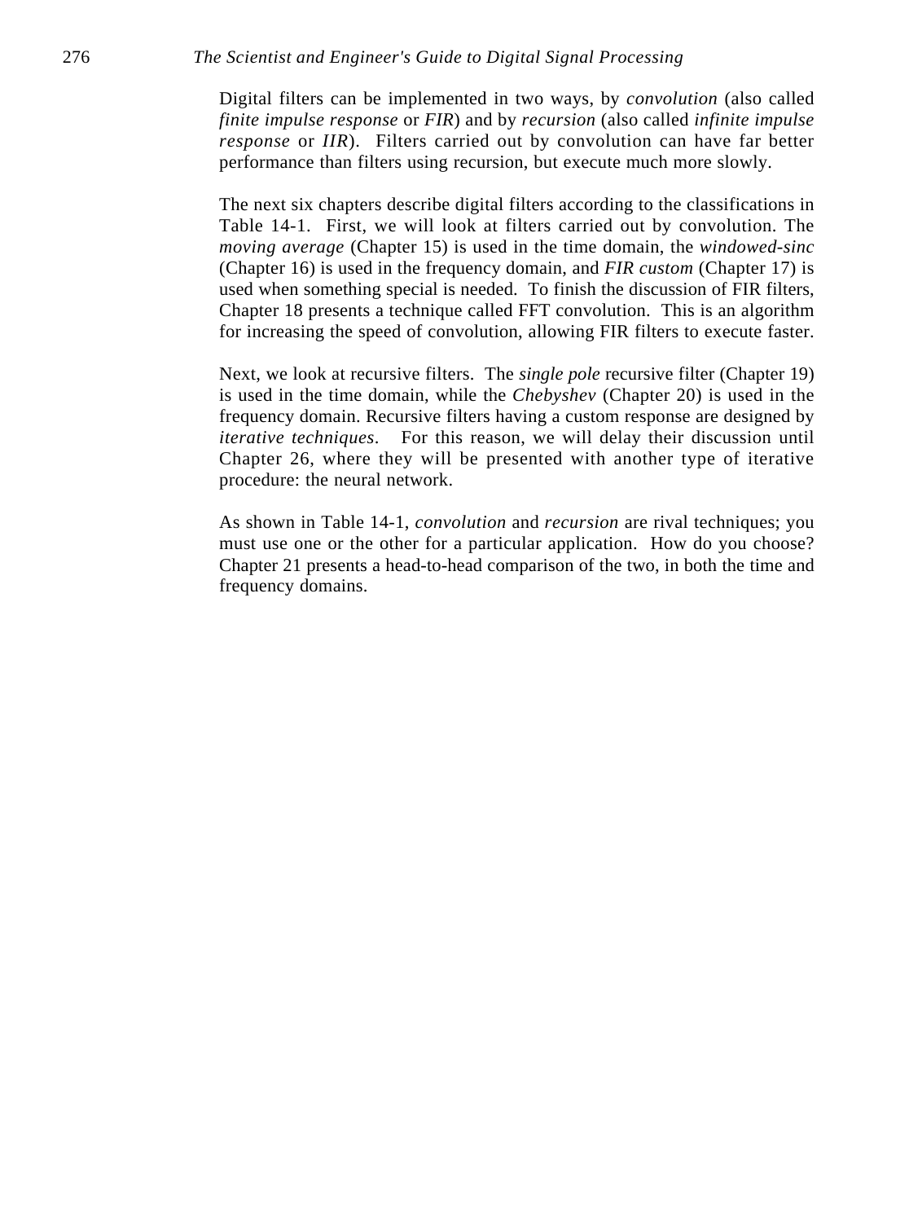Digital filters can be implemented in two ways, by *convolution* (also called *finite impulse response* or *FIR*) and by *recursion* (also called *infinite impulse response* or *IIR*). Filters carried out by convolution can have far better performance than filters using recursion, but execute much more slowly.

The next six chapters describe digital filters according to the classifications in Table 14-1. First, we will look at filters carried out by convolution. The *moving average* (Chapter 15) is used in the time domain, the *windowed-sinc* (Chapter 16) is used in the frequency domain, and *FIR custom* (Chapter 17) is used when something special is needed. To finish the discussion of FIR filters, Chapter 18 presents a technique called FFT convolution. This is an algorithm for increasing the speed of convolution, allowing FIR filters to execute faster.

Next, we look at recursive filters. The *single pole* recursive filter (Chapter 19) is used in the time domain, while the *Chebyshev* (Chapter 20) is used in the frequency domain. Recursive filters having a custom response are designed by *iterative techniques*. For this reason, we will delay their discussion until Chapter 26, where they will be presented with another type of iterative procedure: the neural network.

As shown in Table 14-1, *convolution* and *recursion* are rival techniques; you must use one or the other for a particular application. How do you choose? Chapter 21 presents a head-to-head comparison of the two, in both the time and frequency domains.